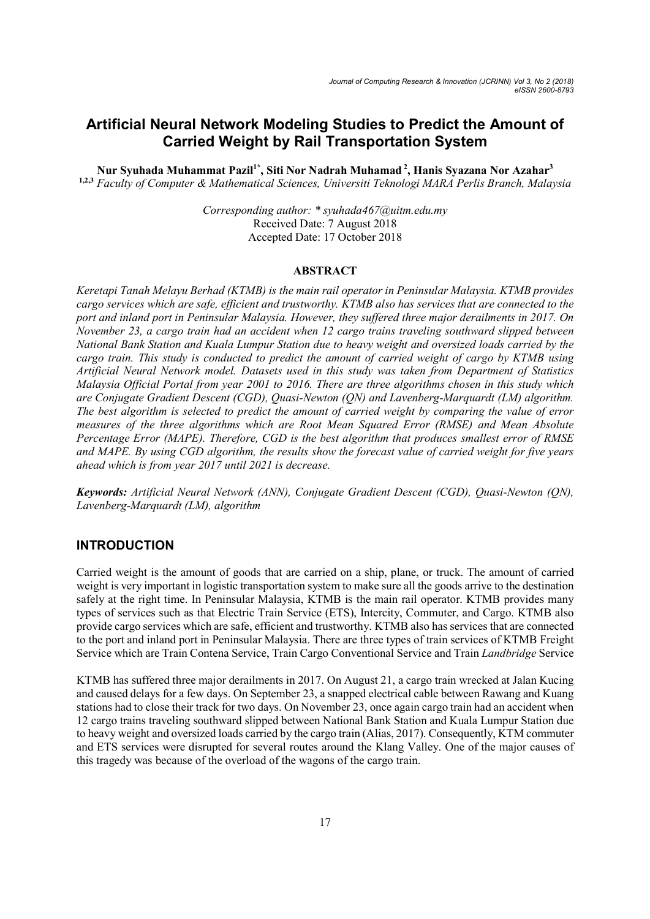# Artificial Neural Network Modeling Studies to Predict the Amount of Carried Weight by Rail Transportation System

**Nur Syuhada Muhammat Pazil[1*], Siti Nor Nadrah Muhamad[2], Hanis Syazana Nor Azahar[3]**

[1,2,3] *Faculty of Computer & Mathematical Sciences, Universiti Teknologi MARA Perlis Branch, Malaysia*

*Corresponding author: * syuhada467@uitm.edu.my*
Received Date: 7 August 2018
Accepted Date: 17 October 2018

## ABSTRACT

*Keretapi Tanah Melayu Berhad (KTMB) is the main rail operator in Peninsular Malaysia. KTMB provides cargo services which are safe, efficient and trustworthy. KTMB also has services that are connected to the port and inland port in Peninsular Malaysia. However, they suffered three major derailments in 2017. On November 23, a cargo train had an accident when 12 cargo trains traveling southward slipped between National Bank Station and Kuala Lumpur Station due to heavy weight and oversized loads carried by the cargo train. This study is conducted to predict the amount of carried weight of cargo by KTMB using Artificial Neural Network model. Datasets used in this study was taken from Department of Statistics Malaysia Official Portal from year 2001 to 2016. There are three algorithms chosen in this study which are Conjugate Gradient Descent (CGD), Quasi-Newton (QN) and Lavenberg-Marquardt (LM) algorithm. The best algorithm is selected to predict the amount of carried weight by comparing the value of error measures of the three algorithms which are Root Mean Squared Error (RMSE) and Mean Absolute Percentage Error (MAPE). Therefore, CGD is the best algorithm that produces smallest error of RMSE and MAPE. By using CGD algorithm, the results show the forecast value of carried weight for five years ahead which is from year 2017 until 2021 is decrease.*

***Keywords:*** *Artificial Neural Network (ANN), Conjugate Gradient Descent (CGD), Quasi-Newton (QN), Lavenberg-Marquardt (LM), algorithm*

## INTRODUCTION

Carried weight is the amount of goods that are carried on a ship, plane, or truck. The amount of carried weight is very important in logistic transportation system to make sure all the goods arrive to the destination safely at the right time. In Peninsular Malaysia, KTMB is the main rail operator. KTMB provides many types of services such as that Electric Train Service (ETS), Intercity, Commuter, and Cargo. KTMB also provide cargo services which are safe, efficient and trustworthy. KTMB also has services that are connected to the port and inland port in Peninsular Malaysia. There are three types of train services of KTMB Freight Service which are Train Contena Service, Train Cargo Conventional Service and Train *Landbridge* Service

KTMB has suffered three major derailments in 2017. On August 21, a cargo train wrecked at Jalan Kucing and caused delays for a few days. On September 23, a snapped electrical cable between Rawang and Kuang stations had to close their track for two days. On November 23, once again cargo train had an accident when 12 cargo trains traveling southward slipped between National Bank Station and Kuala Lumpur Station due to heavy weight and oversized loads carried by the cargo train (Alias, 2017). Consequently, KTM commuter and ETS services were disrupted for several routes around the Klang Valley. One of the major causes of this tragedy was because of the overload of the wagons of the cargo train.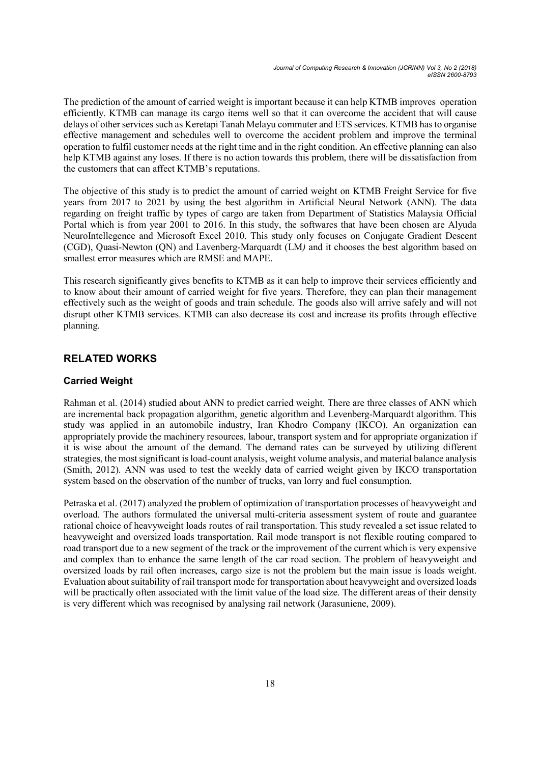The prediction of the amount of carried weight is important because it can help KTMB improves operation efficiently. KTMB can manage its cargo items well so that it can overcome the accident that will cause delays of other services such as Keretapi Tanah Melayu commuter and ETS services. KTMB has to organise effective management and schedules well to overcome the accident problem and improve the terminal operation to fulfil customer needs at the right time and in the right condition. An effective planning can also help KTMB against any loses. If there is no action towards this problem, there will be dissatisfaction from the customers that can affect KTMB's reputations.

The objective of this study is to predict the amount of carried weight on KTMB Freight Service for five years from 2017 to 2021 by using the best algorithm in Artificial Neural Network (ANN). The data regarding on freight traffic by types of cargo are taken from Department of Statistics Malaysia Official Portal which is from year 2001 to 2016. In this study, the softwares that have been chosen are Alyuda NeuroIntellegence and Microsoft Excel 2010. This study only focuses on Conjugate Gradient Descent (CGD), Quasi-Newton (QN) and Lavenberg-Marquardt (LM*)* and it chooses the best algorithm based on smallest error measures which are RMSE and MAPE.

This research significantly gives benefits to KTMB as it can help to improve their services efficiently and to know about their amount of carried weight for five years. Therefore, they can plan their management effectively such as the weight of goods and train schedule. The goods also will arrive safely and will not disrupt other KTMB services. KTMB can also decrease its cost and increase its profits through effective planning.

## RELATED WORKS

### Carried Weight

Rahman et al. (2014) studied about ANN to predict carried weight. There are three classes of ANN which are incremental back propagation algorithm, genetic algorithm and Levenberg-Marquardt algorithm. This study was applied in an automobile industry, Iran Khodro Company (IKCO). An organization can appropriately provide the machinery resources, labour, transport system and for appropriate organization if it is wise about the amount of the demand. The demand rates can be surveyed by utilizing different strategies, the most significant is load-count analysis, weight volume analysis, and material balance analysis (Smith, 2012). ANN was used to test the weekly data of carried weight given by IKCO transportation system based on the observation of the number of trucks, van lorry and fuel consumption.

Petraska et al. (2017) analyzed the problem of optimization of transportation processes of heavyweight and overload. The authors formulated the universal multi-criteria assessment system of route and guarantee rational choice of heavyweight loads routes of rail transportation. This study revealed a set issue related to heavyweight and oversized loads transportation. Rail mode transport is not flexible routing compared to road transport due to a new segment of the track or the improvement of the current which is very expensive and complex than to enhance the same length of the car road section. The problem of heavyweight and oversized loads by rail often increases, cargo size is not the problem but the main issue is loads weight. Evaluation about suitability of rail transport mode for transportation about heavyweight and oversized loads will be practically often associated with the limit value of the load size. The different areas of their density is very different which was recognised by analysing rail network (Jarasuniene, 2009).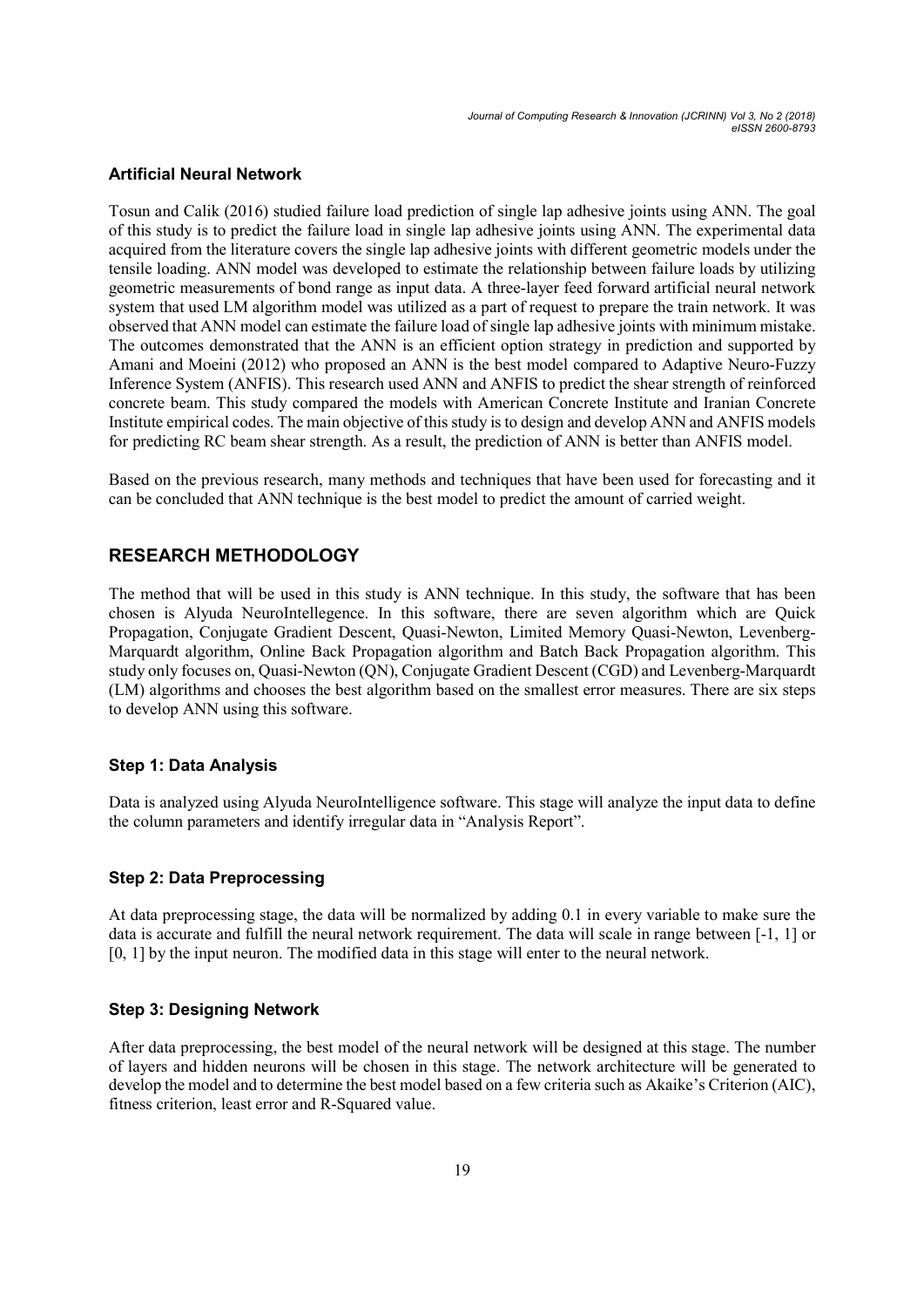### Artificial Neural Network

Tosun and Calik (2016) studied failure load prediction of single lap adhesive joints using ANN. The goal of this study is to predict the failure load in single lap adhesive joints using ANN. The experimental data acquired from the literature covers the single lap adhesive joints with different geometric models under the tensile loading. ANN model was developed to estimate the relationship between failure loads by utilizing geometric measurements of bond range as input data. A three-layer feed forward artificial neural network system that used LM algorithm model was utilized as a part of request to prepare the train network. It was observed that ANN model can estimate the failure load of single lap adhesive joints with minimum mistake. The outcomes demonstrated that the ANN is an efficient option strategy in prediction and supported by Amani and Moeini (2012) who proposed an ANN is the best model compared to Adaptive Neuro-Fuzzy Inference System (ANFIS). This research used ANN and ANFIS to predict the shear strength of reinforced concrete beam. This study compared the models with American Concrete Institute and Iranian Concrete Institute empirical codes. The main objective of this study is to design and develop ANN and ANFIS models for predicting RC beam shear strength. As a result, the prediction of ANN is better than ANFIS model.

Based on the previous research, many methods and techniques that have been used for forecasting and it can be concluded that ANN technique is the best model to predict the amount of carried weight.

## RESEARCH METHODOLOGY

The method that will be used in this study is ANN technique. In this study, the software that has been chosen is Alyuda NeuroIntellegence. In this software, there are seven algorithm which are Quick Propagation, Conjugate Gradient Descent, Quasi-Newton, Limited Memory Quasi-Newton, Levenberg-Marquardt algorithm, Online Back Propagation algorithm and Batch Back Propagation algorithm. This study only focuses on, Quasi-Newton (QN), Conjugate Gradient Descent (CGD) and Levenberg-Marquardt (LM) algorithms and chooses the best algorithm based on the smallest error measures. There are six steps to develop ANN using this software.

### Step 1: Data Analysis

Data is analyzed using Alyuda NeuroIntelligence software. This stage will analyze the input data to define the column parameters and identify irregular data in "Analysis Report".

### Step 2: Data Preprocessing

At data preprocessing stage, the data will be normalized by adding 0.1 in every variable to make sure the data is accurate and fulfill the neural network requirement. The data will scale in range between [-1, 1] or [0, 1] by the input neuron. The modified data in this stage will enter to the neural network.

### Step 3: Designing Network

After data preprocessing, the best model of the neural network will be designed at this stage. The number of layers and hidden neurons will be chosen in this stage. The network architecture will be generated to develop the model and to determine the best model based on a few criteria such as Akaike's Criterion (AIC), fitness criterion, least error and R-Squared value.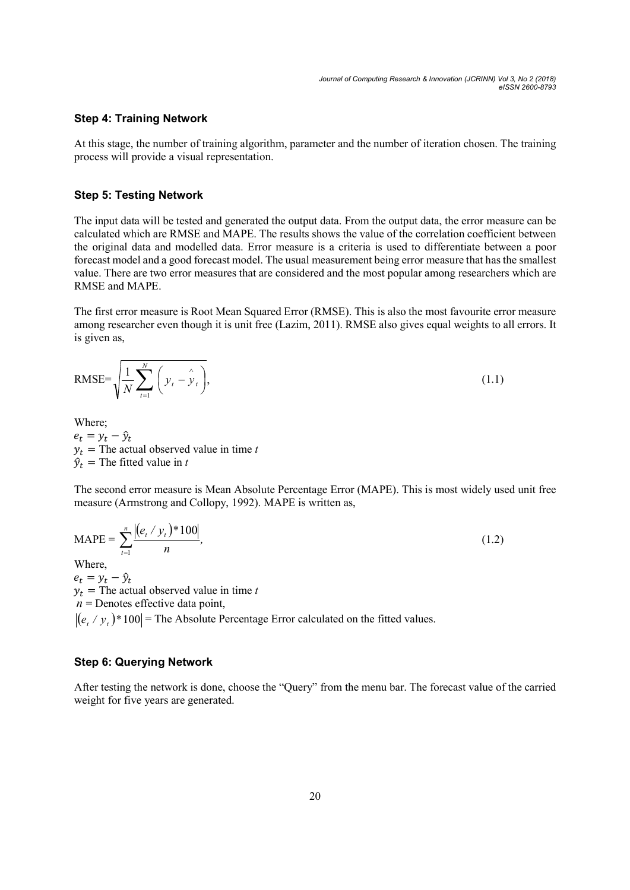### Step 4: Training Network

At this stage, the number of training algorithm, parameter and the number of iteration chosen. The training process will provide a visual representation.

### Step 5: Testing Network

The input data will be tested and generated the output data. From the output data, the error measure can be calculated which are RMSE and MAPE. The results shows the value of the correlation coefficient between the original data and modelled data. Error measure is a criteria is used to differentiate between a poor forecast model and a good forecast model. The usual measurement being error measure that has the smallest value. There are two error measures that are considered and the most popular among researchers which are RMSE and MAPE.

The first error measure is Root Mean Squared Error (RMSE). This is also the most favourite error measure among researcher even though it is unit free (Lazim, 2011). RMSE also gives equal weights to all errors. It is given as,

$$\text{RMSE}=\sqrt{\frac{1}{N}\sum_{t=1}^{N}\left(y_t-\hat{y}_t\right)}, \tag{1.1}$$

Where;
$e_t = y_t - \hat{y}_t$
$y_t =$ The actual observed value in time $t$
$\hat{y}_t =$ The fitted value in $t$

The second error measure is Mean Absolute Percentage Error (MAPE). This is most widely used unit free measure (Armstrong and Collopy, 1992). MAPE is written as,

$$\text{MAPE} = \sum_{t=1}^{n}\frac{\left|(e_t / y_t)*100\right|}{n}, \tag{1.2}$$

Where,
$e_t = y_t - \hat{y}_t$
$y_t =$ The actual observed value in time $t$
$n$ = Denotes effective data point,
$\left|(e_t / y_t)*100\right|$ = The Absolute Percentage Error calculated on the fitted values.

### Step 6: Querying Network

After testing the network is done, choose the "Query" from the menu bar. The forecast value of the carried weight for five years are generated.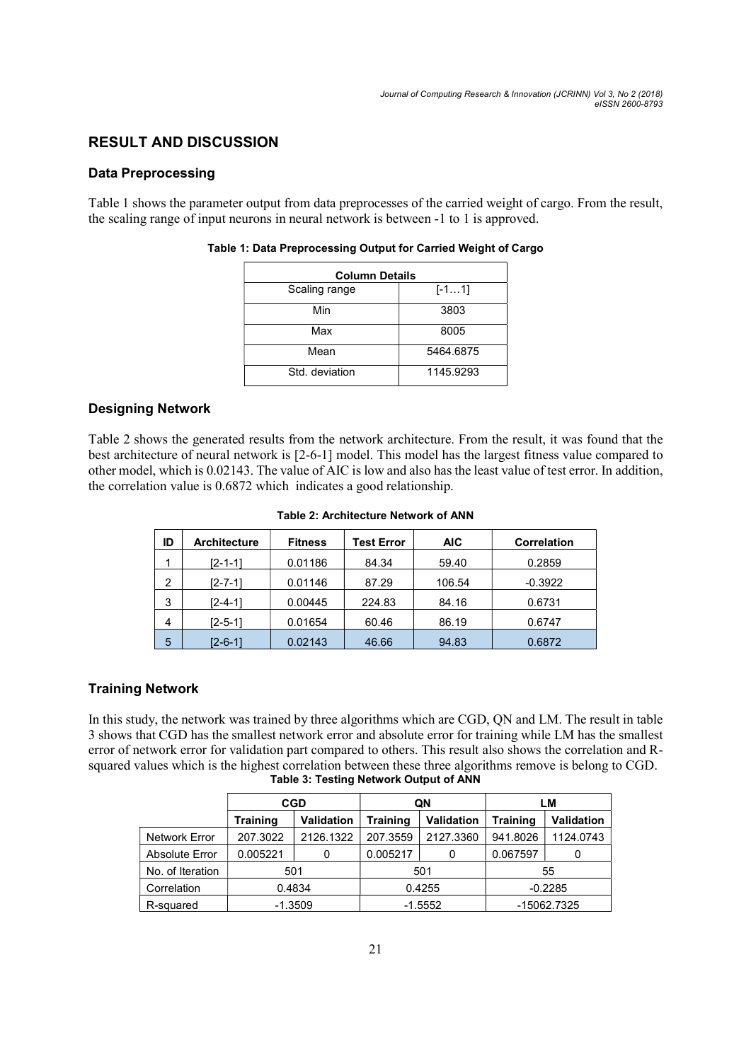## RESULT AND DISCUSSION

### Data Preprocessing

Table 1 shows the parameter output from data preprocesses of the carried weight of cargo. From the result, the scaling range of input neurons in neural network is between -1 to 1 is approved.

**Table 1: Data Preprocessing Output for Carried Weight of Cargo**

| Column Details | |
|---|---|
| Scaling range | [-1…1] |
| Min | 3803 |
| Max | 8005 |
| Mean | 5464.6875 |
| Std. deviation | 1145.9293 |

### Designing Network

Table 2 shows the generated results from the network architecture. From the result, it was found that the best architecture of neural network is [2-6-1] model. This model has the largest fitness value compared to other model, which is 0.02143. The value of AIC is low and also has the least value of test error. In addition, the correlation value is 0.6872 which indicates a good relationship.

**Table 2: Architecture Network of ANN**

| ID | Architecture | Fitness | Test Error | AIC | Correlation |
|---|---|---|---|---|---|
| 1 | [2-1-1] | 0.01186 | 84.34 | 59.40 | 0.2859 |
| 2 | [2-7-1] | 0.01146 | 87.29 | 106.54 | -0.3922 |
| 3 | [2-4-1] | 0.00445 | 224.83 | 84.16 | 0.6731 |
| 4 | [2-5-1] | 0.01654 | 60.46 | 86.19 | 0.6747 |
| 5 | [2-6-1] | 0.02143 | 46.66 | 94.83 | 0.6872 |

### Training Network

In this study, the network was trained by three algorithms which are CGD, QN and LM. The result in table 3 shows that CGD has the smallest network error and absolute error for training while LM has the smallest error of network error for validation part compared to others. This result also shows the correlation and R-squared values which is the highest correlation between these three algorithms remove is belong to CGD.

**Table 3: Testing Network Output of ANN**

| | CGD | | QN | | LM | |
|---|---|---|---|---|---|---|
| | Training | Validation | Training | Validation | Training | Validation |
| Network Error | 207.3022 | 2126.1322 | 207.3559 | 2127.3360 | 941.8026 | 1124.0743 |
| Absolute Error | 0.005221 | 0 | 0.005217 | 0 | 0.067597 | 0 |
| No. of Iteration | 501 | | 501 | | 55 | |
| Correlation | 0.4834 | | 0.4255 | | -0.2285 | |
| R-squared | -1.3509 | | -1.5552 | | -15062.7325 | |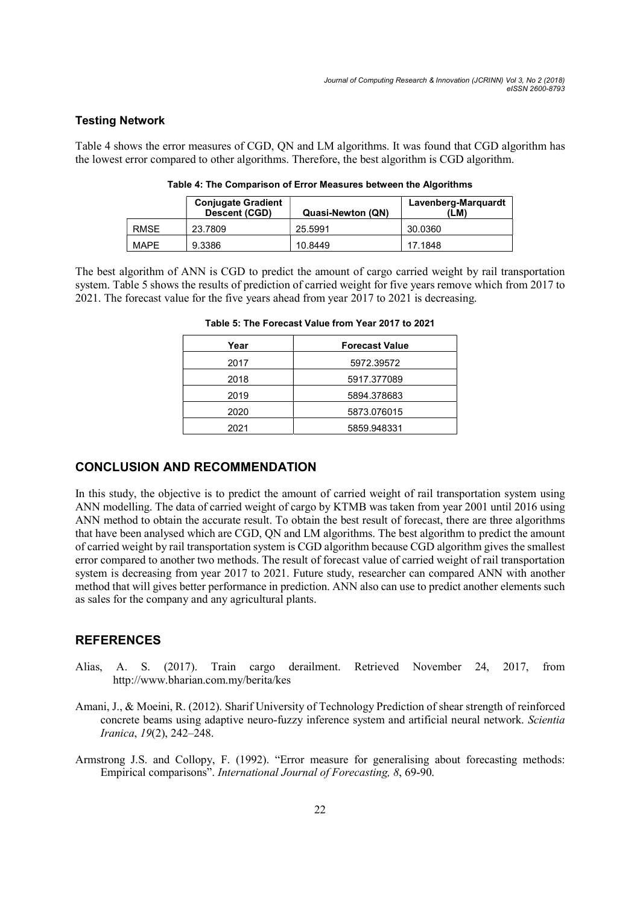### Testing Network

Table 4 shows the error measures of CGD, QN and LM algorithms. It was found that CGD algorithm has the lowest error compared to other algorithms. Therefore, the best algorithm is CGD algorithm.

**Table 4: The Comparison of Error Measures between the Algorithms**

| | Conjugate Gradient Descent (CGD) | Quasi-Newton (QN) | Lavenberg-Marquardt (LM) |
|---|---|---|---|
| RMSE | 23.7809 | 25.5991 | 30.0360 |
| MAPE | 9.3386 | 10.8449 | 17.1848 |

The best algorithm of ANN is CGD to predict the amount of cargo carried weight by rail transportation system. Table 5 shows the results of prediction of carried weight for five years remove which from 2017 to 2021. The forecast value for the five years ahead from year 2017 to 2021 is decreasing.

**Table 5: The Forecast Value from Year 2017 to 2021**

| Year | Forecast Value |
|---|---|
| 2017 | 5972.39572 |
| 2018 | 5917.377089 |
| 2019 | 5894.378683 |
| 2020 | 5873.076015 |
| 2021 | 5859.948331 |

## CONCLUSION AND RECOMMENDATION

In this study, the objective is to predict the amount of carried weight of rail transportation system using ANN modelling. The data of carried weight of cargo by KTMB was taken from year 2001 until 2016 using ANN method to obtain the accurate result. To obtain the best result of forecast, there are three algorithms that have been analysed which are CGD, QN and LM algorithms. The best algorithm to predict the amount of carried weight by rail transportation system is CGD algorithm because CGD algorithm gives the smallest error compared to another two methods. The result of forecast value of carried weight of rail transportation system is decreasing from year 2017 to 2021. Future study, researcher can compared ANN with another method that will gives better performance in prediction. ANN also can use to predict another elements such as sales for the company and any agricultural plants.

## REFERENCES

Alias, A. S. (2017). Train cargo derailment. Retrieved November 24, 2017, from http://www.bharian.com.my/berita/kes

Amani, J., & Moeini, R. (2012). Sharif University of Technology Prediction of shear strength of reinforced concrete beams using adaptive neuro-fuzzy inference system and artificial neural network. *Scientia Iranica*, *19*(2), 242–248.

Armstrong J.S. and Collopy, F. (1992). "Error measure for generalising about forecasting methods: Empirical comparisons". *International Journal of Forecasting, 8*, 69-90.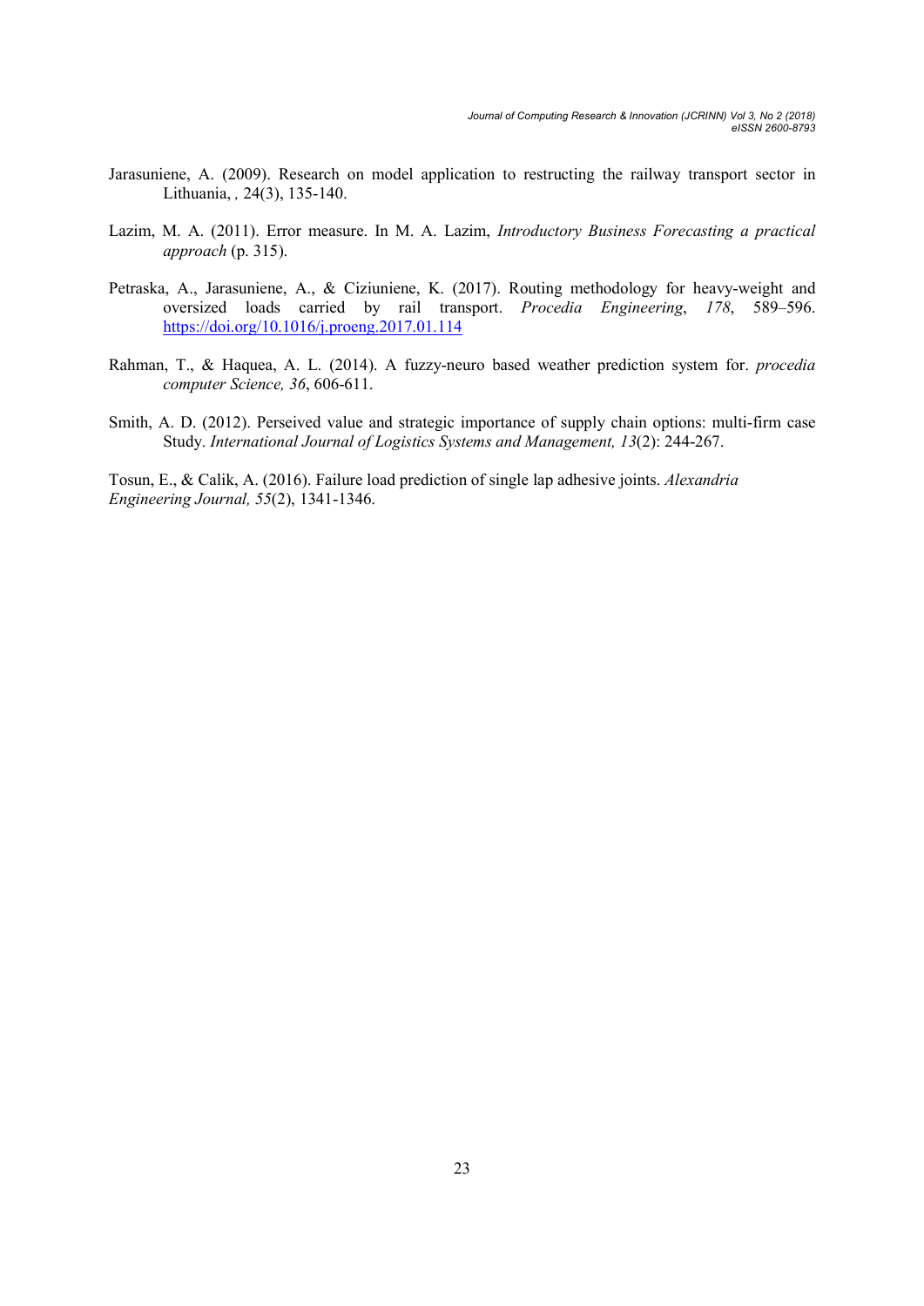Jarasuniene, A. (2009). Research on model application to restructing the railway transport sector in Lithuania, *,* 24(3), 135-140.

Lazim, M. A. (2011). Error measure. In M. A. Lazim, *Introductory Business Forecasting a practical approach* (p. 315).

Petraska, A., Jarasuniene, A., & Ciziuniene, K. (2017). Routing methodology for heavy-weight and oversized loads carried by rail transport. *Procedia Engineering*, *178*, 589–596. https://doi.org/10.1016/j.proeng.2017.01.114

Rahman, T., & Haquea, A. L. (2014). A fuzzy-neuro based weather prediction system for. *procedia computer Science, 36*, 606-611.

Smith, A. D. (2012). Perseived value and strategic importance of supply chain options: multi-firm case Study. *International Journal of Logistics Systems and Management, 13*(2): 244-267.

Tosun, E., & Calik, A. (2016). Failure load prediction of single lap adhesive joints. *Alexandria Engineering Journal, 55*(2), 1341-1346.